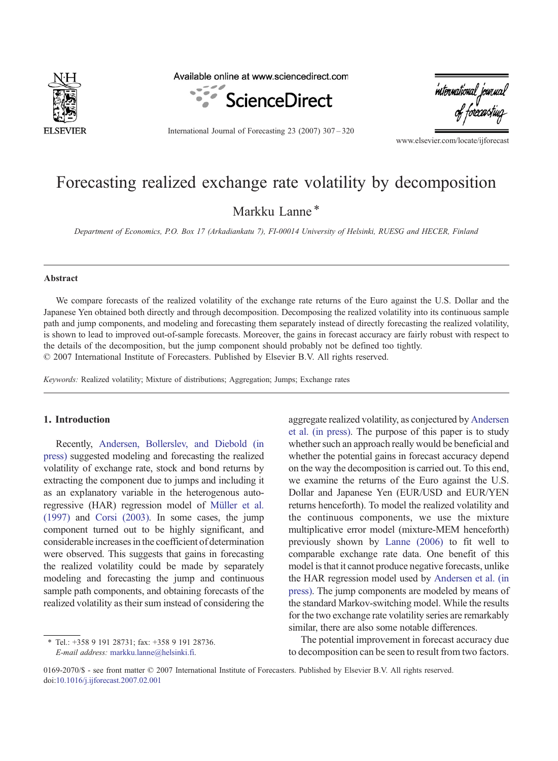# Forecasting realized exchange rate volatility by decomposition

Markku Lanne *

*Department of Economics, P.O. Box 17 (Arkadiankatu 7), FI-00014 University of Helsinki, RUESG and HECER, Finland*

## Abstract

We compare forecasts of the realized volatility of the exchange rate returns of the Euro against the U.S. Dollar and the Japanese Yen obtained both directly and through decomposition. Decomposing the realized volatility into its continuous sample path and jump components, and modeling and forecasting them separately instead of directly forecasting the realized volatility, is shown to lead to improved out-of-sample forecasts. Moreover, the gains in forecast accuracy are fairly robust with respect to the details of the decomposition, but the jump component should probably not be defined too tightly.

© 2007 International Institute of Forecasters. Published by Elsevier B.V. All rights reserved.

*Keywords:* Realized volatility; Mixture of distributions; Aggregation; Jumps; Exchange rates

## 1. Introduction

Recently, Andersen, Bollerslev, and Diebold (in press) suggested modeling and forecasting the realized volatility of exchange rate, stock and bond returns by extracting the component due to jumps and including it as an explanatory variable in the heterogenous autoregressive (HAR) regression model of Müller et al. (1997) and Corsi (2003). In some cases, the jump component turned out to be highly significant, and considerable increases in the coefficient of determination were observed. This suggests that gains in forecasting the realized volatility could be made by separately modeling and forecasting the jump and continuous sample path components, and obtaining forecasts of the realized volatility as their sum instead of considering the aggregate realized volatility, as conjectured by Andersen et al. (in press). The purpose of this paper is to study whether such an approach really would be beneficial and whether the potential gains in forecast accuracy depend on the way the decomposition is carried out. To this end, we examine the returns of the Euro against the U.S. Dollar and Japanese Yen (EUR/USD and EUR/YEN returns henceforth). To model the realized volatility and the continuous components, we use the mixture multiplicative error model (mixture-MEM henceforth) previously shown by Lanne (2006) to fit well to comparable exchange rate data. One benefit of this model is that it cannot produce negative forecasts, unlike the HAR regression model used by Andersen et al. (in press). The jump components are modeled by means of the standard Markov-switching model. While the results for the two exchange rate volatility series are remarkably similar, there are also some notable differences.

The potential improvement in forecast accuracy due to decomposition can be seen to result from two factors.

* Tel.: +358 9 191 28731; fax: +358 9 191 28736.
*E-mail address:* markku.lanne@helsinki.fi.

0169-2070/$ - see front matter © 2007 International Institute of Forecasters. Published by Elsevier B.V. All rights reserved.
doi:10.1016/j.ijforecast.2007.02.001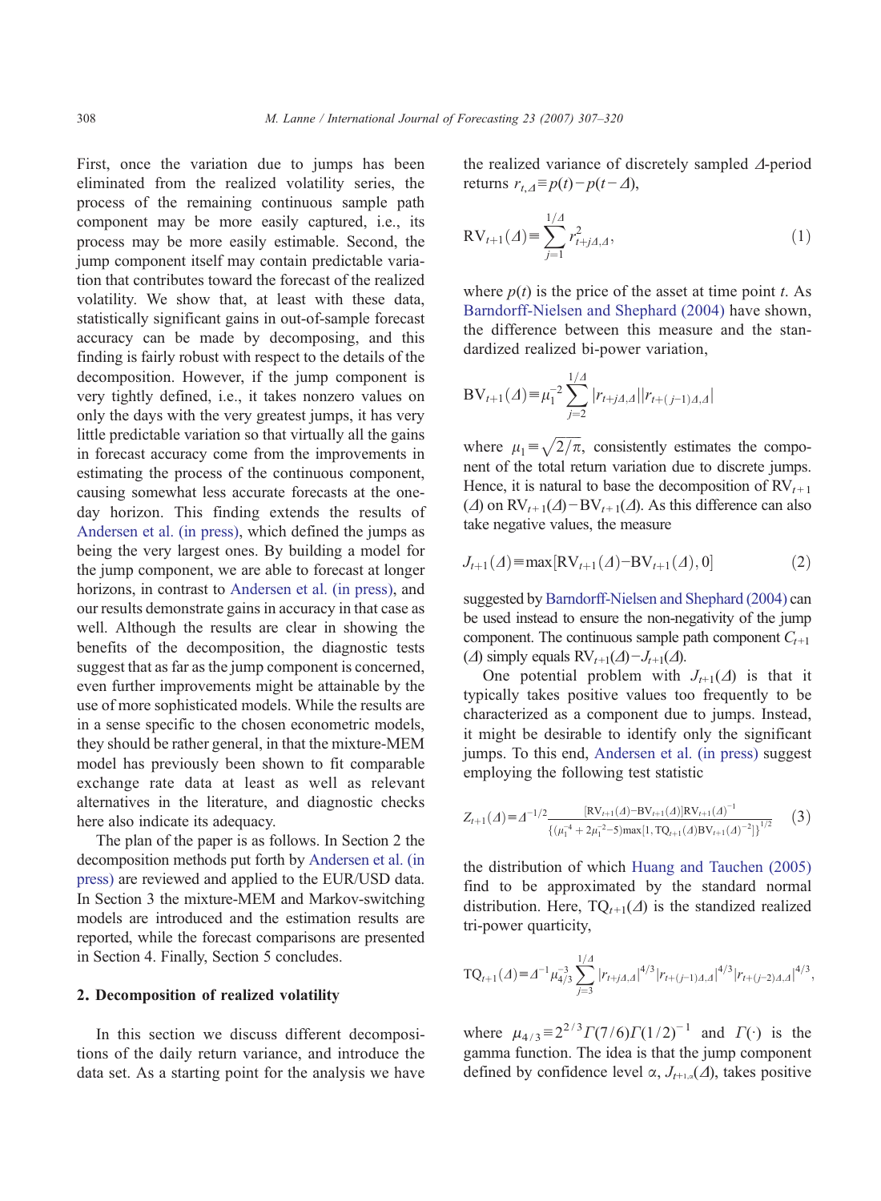First, once the variation due to jumps has been eliminated from the realized volatility series, the process of the remaining continuous sample path component may be more easily captured, i.e., its process may be more easily estimable. Second, the jump component itself may contain predictable variation that contributes toward the forecast of the realized volatility. We show that, at least with these data, statistically significant gains in out-of-sample forecast accuracy can be made by decomposing, and this finding is fairly robust with respect to the details of the decomposition. However, if the jump component is very tightly defined, i.e., it takes nonzero values on only the days with the very greatest jumps, it has very little predictable variation so that virtually all the gains in forecast accuracy come from the improvements in estimating the process of the continuous component, causing somewhat less accurate forecasts at the one-day horizon. This finding extends the results of Andersen et al. (in press), which defined the jumps as being the very largest ones. By building a model for the jump component, we are able to forecast at longer horizons, in contrast to Andersen et al. (in press), and our results demonstrate gains in accuracy in that case as well. Although the results are clear in showing the benefits of the decomposition, the diagnostic tests suggest that as far as the jump component is concerned, even further improvements might be attainable by the use of more sophisticated models. While the results are in a sense specific to the chosen econometric models, they should be rather general, in that the mixture-MEM model has previously been shown to fit comparable exchange rate data at least as well as relevant alternatives in the literature, and diagnostic checks here also indicate its adequacy.

The plan of the paper is as follows. In Section 2 the decomposition methods put forth by Andersen et al. (in press) are reviewed and applied to the EUR/USD data. In Section 3 the mixture-MEM and Markov-switching models are introduced and the estimation results are reported, while the forecast comparisons are presented in Section 4. Finally, Section 5 concludes.

## 2. Decomposition of realized volatility

In this section we discuss different decompositions of the daily return variance, and introduce the data set. As a starting point for the analysis we have the realized variance of discretely sampled $\Delta$-period returns $r_{t,\Delta} \equiv p(t) - p(t-\Delta)$,

$$\mathrm{RV}_{t+1}(\Delta) \equiv \sum_{j=1}^{1/\Delta} r_{t+j\Delta,\Delta}^{2}, \tag{1}$$

where $p(t)$ is the price of the asset at time point $t$. As Barndorff-Nielsen and Shephard (2004) have shown, the difference between this measure and the standardized realized bi-power variation,

$$\mathrm{BV}_{t+1}(\Delta) \equiv \mu_1^{-2} \sum_{j=2}^{1/\Delta} |r_{t+j\Delta,\Delta}||r_{t+(j-1)\Delta,\Delta}|$$

where $\mu_1 \equiv \sqrt{2/\pi}$, consistently estimates the component of the total return variation due to discrete jumps. Hence, it is natural to base the decomposition of $\mathrm{RV}_{t+1}(\Delta)$ on $\mathrm{RV}_{t+1}(\Delta) - \mathrm{BV}_{t+1}(\Delta)$. As this difference can also take negative values, the measure

$$J_{t+1}(\Delta) \equiv \max[\mathrm{RV}_{t+1}(\Delta) - \mathrm{BV}_{t+1}(\Delta), 0] \tag{2}$$

suggested by Barndorff-Nielsen and Shephard (2004) can be used instead to ensure the non-negativity of the jump component. The continuous sample path component $C_{t+1}(\Delta)$ simply equals $\mathrm{RV}_{t+1}(\Delta) - J_{t+1}(\Delta)$.

One potential problem with $J_{t+1}(\Delta)$ is that it typically takes positive values too frequently to be characterized as a component due to jumps. Instead, it might be desirable to identify only the significant jumps. To this end, Andersen et al. (in press) suggest employing the following test statistic

$$Z_{t+1}(\Delta) \equiv \Delta^{-1/2} \frac{[\mathrm{RV}_{t+1}(\Delta) - \mathrm{BV}_{t+1}(\Delta)]\mathrm{RV}_{t+1}(\Delta)^{-1}}{\{(\mu_1^{-4} + 2\mu_1^{-2} - 5)\max[1, \mathrm{TQ}_{t+1}(\Delta)\mathrm{BV}_{t+1}(\Delta)^{-2}]\}^{1/2}} \tag{3}$$

the distribution of which Huang and Tauchen (2005) find to be approximated by the standard normal distribution. Here, $\mathrm{TQ}_{t+1}(\Delta)$ is the standized realized tri-power quarticity,

$$\mathrm{TQ}_{t+1}(\Delta) \equiv \Delta^{-1} \mu_{4/3}^{-3} \sum_{j=3}^{1/\Delta} |r_{t+j\Delta,\Delta}|^{4/3} |r_{t+(j-1)\Delta,\Delta}|^{4/3} |r_{t+(j-2)\Delta,\Delta}|^{4/3},$$

where $\mu_{4/3} \equiv 2^{2/3}\Gamma(7/6)\Gamma(1/2)^{-1}$ and $\Gamma(\cdot)$ is the gamma function. The idea is that the jump component defined by confidence level $\alpha$, $J_{t+1,\alpha}(\Delta)$, takes positive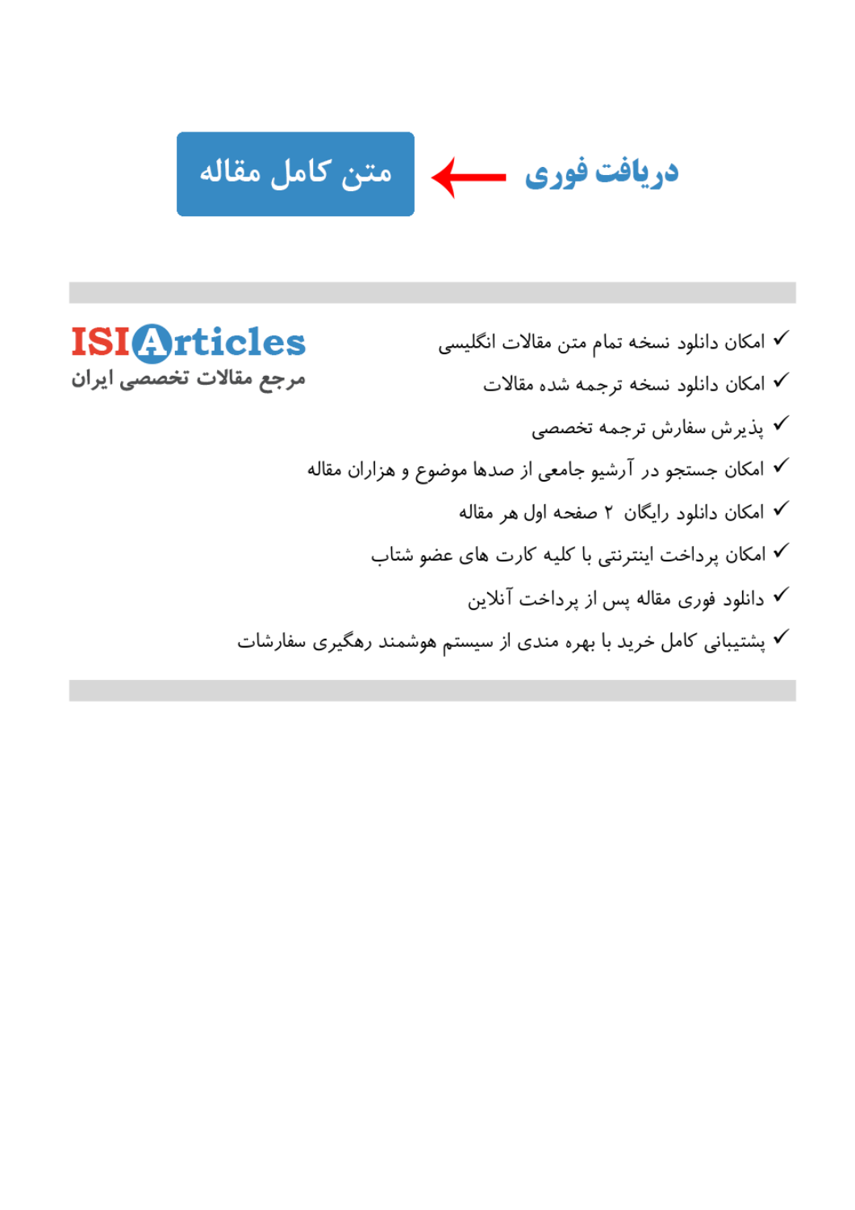دریافت فوری ← **متن کامل مقاله**

**ISIArticles**
مرجع مقالات تخصصی ایران

- ✓ امکان دانلود نسخه تمام متن مقالات انگلیسی
- ✓ امکان دانلود نسخه ترجمه شده مقالات
- ✓ پذیرش سفارش ترجمه تخصصی
- ✓ امکان جستجو در آرشیو جامعی از صدها موضوع و هزاران مقاله
- ✓ امکان دانلود رایگان ۲ صفحه اول هر مقاله
- ✓ امکان پرداخت اینترنتی با کلیه کارت های عضو شتاب
- ✓ دانلود فوری مقاله پس از پرداخت آنلاین
- ✓ پشتیبانی کامل خرید با بهره مندی از سیستم هوشمند رهگیری سفارشات